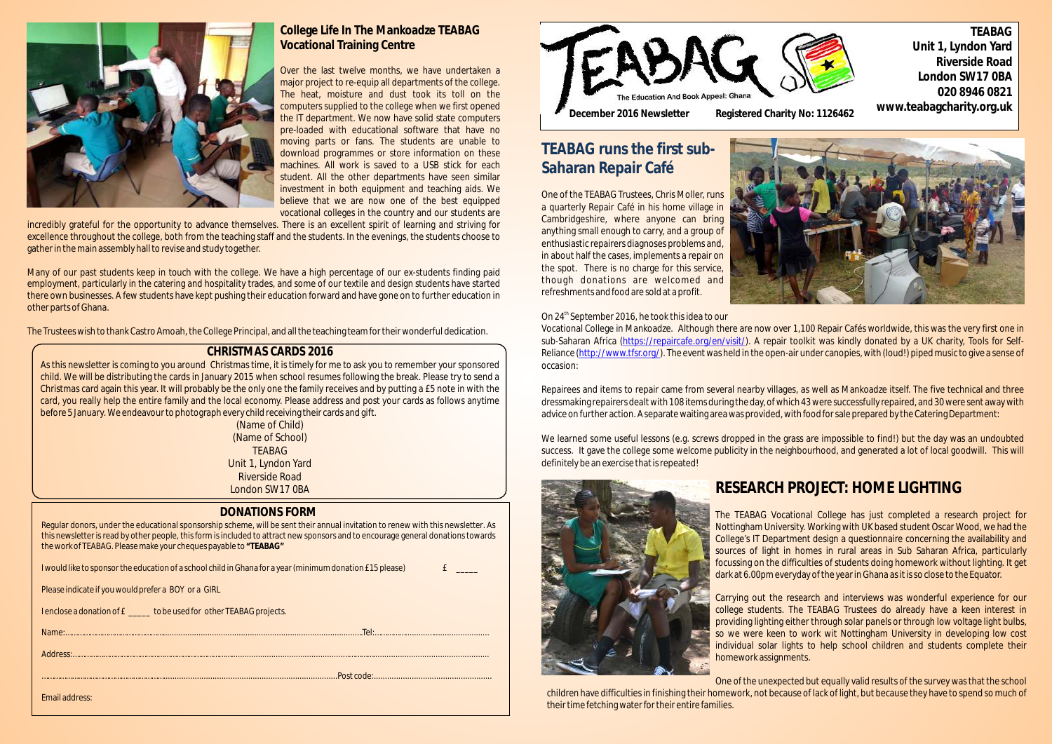## College Life In The Mankoadze TEABAG Vocational Training Centre

Over the last twelve months, we have undertaken a major project to re-equip all departments of the college. The heat, moisture and dust took its toll on the computers supplied to the college when we first opened the IT department. We now have solid state computers pre-loaded with educational software that have no moving parts or fans. The students are unable to download programmes or store information on these machines. All work is saved to a USB stick for each student. All the other departments have seen similar investment in both equipment and teaching aids. We believe that we are now one of the best equipped vocational colleges in the country and our students are incredibly grateful for the opportunity to advance themselves. There is an excellent spirit of learning and striving for excellence throughout the college, both from the teaching staff and the students. In the evenings, the students choose to gather in the main assembly hall to revise and study together.

Many of our past students keep in touch with the college. We have a high percentage of our ex-students finding paid employment, particularly in the catering and hospitality trades, and some of our textile and design students have started there own businesses. A few students have kept pushing their education forward and have gone on to further education in other parts of Ghana.

The Trustees wish to thank Castro Amoah, the College Principal, and all the teaching team for their wonderful dedication.

### CHRISTMAS CARDS 2016

As this newsletter is coming to you around Christmas time, it is timely for me to ask you to remember your sponsored child. We will be distributing the cards in January 2015 when school resumes following the break. Please try to send a Christmas card again this year. It will probably be the only one the family receives and by putting a £5 note in with the card, you really help the entire family and the local economy. Please address and post your cards as follows anytime before 5 January. We endeavour to photograph every child receiving their cards and gift.

(Name of Child)
(Name of School)
TEABAG
Unit 1, Lyndon Yard
Riverside Road
London SW17 0BA

### DONATIONS FORM

Regular donors, under the educational sponsorship scheme, will be sent their annual invitation to renew with this newsletter. As this newsletter is read by other people, this form is included to attract new sponsors and to encourage general donations towards the work of TEABAG. Please make your cheques payable to **"TEABAG"**

I would like to sponsor the education of a school child in Ghana for a year (minimum donation £15 please) £ _____

Please indicate if you would prefer a BOY or a GIRL

I enclose a donation of £ _____ to be used for other TEABAG projects.

Name:............................................................................................................Tel:..................................................

Address:...........................................................................................................................................................

.......................................................................................................................Post code:......................................

Email address:

---

# TEABAG

The Education And Book Appeal: Ghana

**December 2016 Newsletter** **Registered Charity No: 1126462**

**TEABAG**
**Unit 1, Lyndon Yard**
**Riverside Road**
**London SW17 0BA**
**020 8946 0821**
**www.teabagcharity.org.uk**

## TEABAG runs the first sub-Saharan Repair Café

One of the TEABAG Trustees, Chris Moller, runs a quarterly Repair Café in his home village in Cambridgeshire, where anyone can bring anything small enough to carry, and a group of enthusiastic repairers diagnoses problems and, in about half the cases, implements a repair on the spot. There is no charge for this service, though donations are welcomed and refreshments and food are sold at a profit.

On 24th September 2016, he took this idea to our Vocational College in Mankoadze. Although there are now over 1,100 Repair Cafés worldwide, this was the very first one in sub-Saharan Africa (https://repaircafe.org/en/visit/). A repair toolkit was kindly donated by a UK charity, Tools for Self-Reliance (http://www.tfsr.org/). The event was held in the open-air under canopies, with (loud!) piped music to give a sense of occasion:

Repairees and items to repair came from several nearby villages, as well as Mankoadze itself. The five technical and three dressmaking repairers dealt with 108 items during the day, of which 43 were successfully repaired, and 30 were sent away with advice on further action. A separate waiting area was provided, with food for sale prepared by the Catering Department:

We learned some useful lessons (e.g. screws dropped in the grass are impossible to find!) but the day was an undoubted success. It gave the college some welcome publicity in the neighbourhood, and generated a lot of local goodwill. This will definitely be an exercise that is repeated!

## RESEARCH PROJECT: HOME LIGHTING

The TEABAG Vocational College has just completed a research project for Nottingham University. Working with UK based student Oscar Wood, we had the College's IT Department design a questionnaire concerning the availability and sources of light in homes in rural areas in Sub Saharan Africa, particularly focussing on the difficulties of students doing homework without lighting. It get dark at 6.00pm everyday of the year in Ghana as it is so close to the Equator.

Carrying out the research and interviews was wonderful experience for our college students. The TEABAG Trustees do already have a keen interest in providing lighting either through solar panels or through low voltage light bulbs, so we were keen to work wit Nottingham University in developing low cost individual solar lights to help school children and students complete their homework assignments.

One of the unexpected but equally valid results of the survey was that the school children have difficulties in finishing their homework, not because of lack of light, but because they have to spend so much of their time fetching water for their entire families.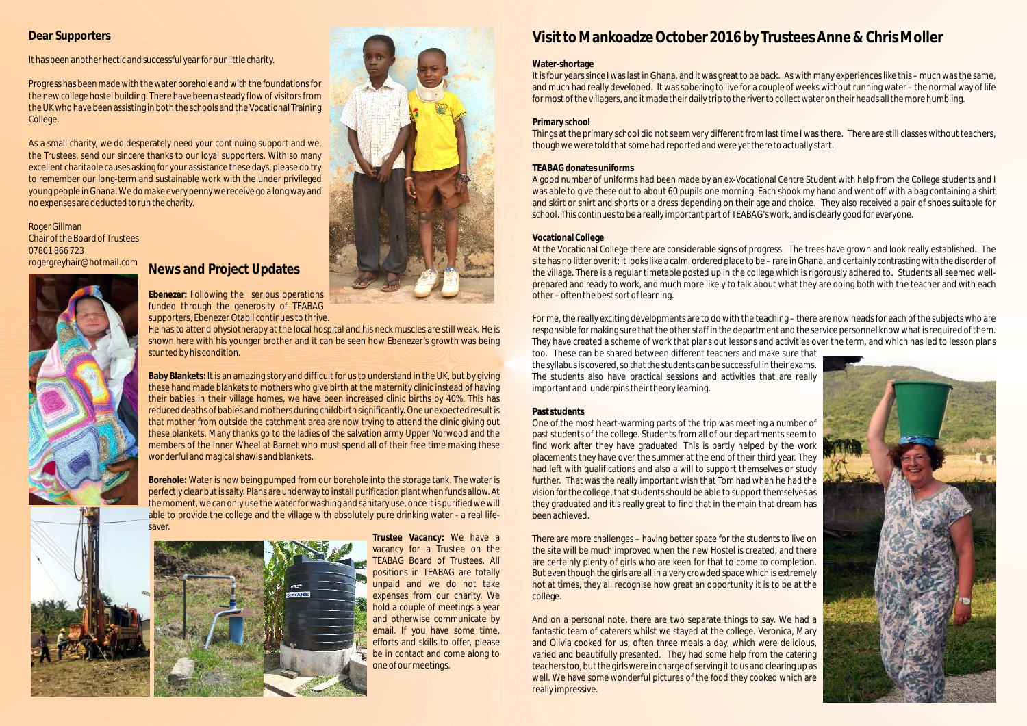## Dear Supporters

It has been another hectic and successful year for our little charity.

Progress has been made with the water borehole and with the foundations for the new college hostel building. There have been a steady flow of visitors from the UK who have been assisting in both the schools and the Vocational Training College.

As a small charity, we do desperately need your continuing support and we, the Trustees, send our sincere thanks to our loyal supporters. With so many excellent charitable causes asking for your assistance these days, please do try to remember our long-term and sustainable work with the under privileged young people in Ghana. We do make every penny we receive go a long way and no expenses are deducted to run the charity.

Roger Gillman
Chair of the Board of Trustees
07801 866 723
rogergreyhair@hotmail.com

## News and Project Updates

**Ebenezer:** Following the serious operations funded through the generosity of TEABAG supporters, Ebenezer Otabil continues to thrive. He has to attend physiotherapy at the local hospital and his neck muscles are still weak. He is shown here with his younger brother and it can be seen how Ebenezer's growth was being stunted by his condition.

**Baby Blankets:** It is an amazing story and difficult for us to understand in the UK, but by giving these hand made blankets to mothers who give birth at the maternity clinic instead of having their babies in their village homes, we have been increased clinic births by 40%. This has reduced deaths of babies and mothers during childbirth significantly. One unexpected result is that mother from outside the catchment area are now trying to attend the clinic giving out these blankets. Many thanks go to the ladies of the salvation army Upper Norwood and the members of the Inner Wheel at Barnet who must spend all of their free time making these wonderful and magical shawls and blankets.

**Borehole:** Water is now being pumped from our borehole into the storage tank. The water is perfectly clear but is salty. Plans are underway to install purification plant when funds allow. At the moment, we can only use the water for washing and sanitary use, once it is purified we will able to provide the college and the village with absolutely pure drinking water - a real life-saver.

**Trustee Vacancy:** We have a vacancy for a Trustee on the TEABAG Board of Trustees. All positions in TEABAG are totally unpaid and we do not take expenses from our charity. We hold a couple of meetings a year and otherwise communicate by email. If you have some time, efforts and skills to offer, please be in contact and come along to one of our meetings.

## Visit to Mankoadze October 2016 by Trustees Anne & Chris Moller

**Water-shortage**

It is four years since I was last in Ghana, and it was great to be back. As with many experiences like this – much was the same, and much had really developed. It was sobering to live for a couple of weeks without running water – the normal way of life for most of the villagers, and it made their daily trip to the river to collect water on their heads all the more humbling.

**Primary school**

Things at the primary school did not seem very different from last time I was there. There are still classes without teachers, though we were told that some had reported and were yet there to actually start.

**TEABAG donates uniforms**

A good number of uniforms had been made by an ex-Vocational Centre Student with help from the College students and I was able to give these out to about 60 pupils one morning. Each shook my hand and went off with a bag containing a shirt and skirt or shirt and shorts or a dress depending on their age and choice. They also received a pair of shoes suitable for school. This continues to be a really important part of TEABAG's work, and is clearly good for everyone.

**Vocational College**

At the Vocational College there are considerable signs of progress. The trees have grown and look really established. The site has no litter over it; it looks like a calm, ordered place to be – rare in Ghana, and certainly contrasting with the disorder of the village. There is a regular timetable posted up in the college which is rigorously adhered to. Students all seemed well-prepared and ready to work, and much more likely to talk about what they are doing both with the teacher and with each other – often the best sort of learning.

For me, the really exciting developments are to do with the teaching – there are now heads for each of the subjects who are responsible for making sure that the other staff in the department and the service personnel know what is required of them. They have created a scheme of work that plans out lessons and activities over the term, and which has led to lesson plans too. These can be shared between different teachers and make sure that the syllabus is covered, so that the students can be successful in their exams. The students also have practical sessions and activities that are really important and underpins their theory learning.

**Past students**

One of the most heart-warming parts of the trip was meeting a number of past students of the college. Students from all of our departments seem to find work after they have graduated. This is partly helped by the work placements they have over the summer at the end of their third year. They had left with qualifications and also a will to support themselves or study further. That was the really important wish that Tom had when he had the vision for the college, that students should be able to support themselves as they graduated and it's really great to find that in the main that dream has been achieved.

There are more challenges – having better space for the students to live on the site will be much improved when the new Hostel is created, and there are certainly plenty of girls who are keen for that to come to completion. But even though the girls are all in a very crowded space which is extremely hot at times, they all recognise how great an opportunity it is to be at the college.

And on a personal note, there are two separate things to say. We had a fantastic team of caterers whilst we stayed at the college. Veronica, Mary and Olivia cooked for us, often three meals a day, which were delicious, varied and beautifully presented. They had some help from the catering teachers too, but the girls were in charge of serving it to us and clearing up as well. We have some wonderful pictures of the food they cooked which are really impressive.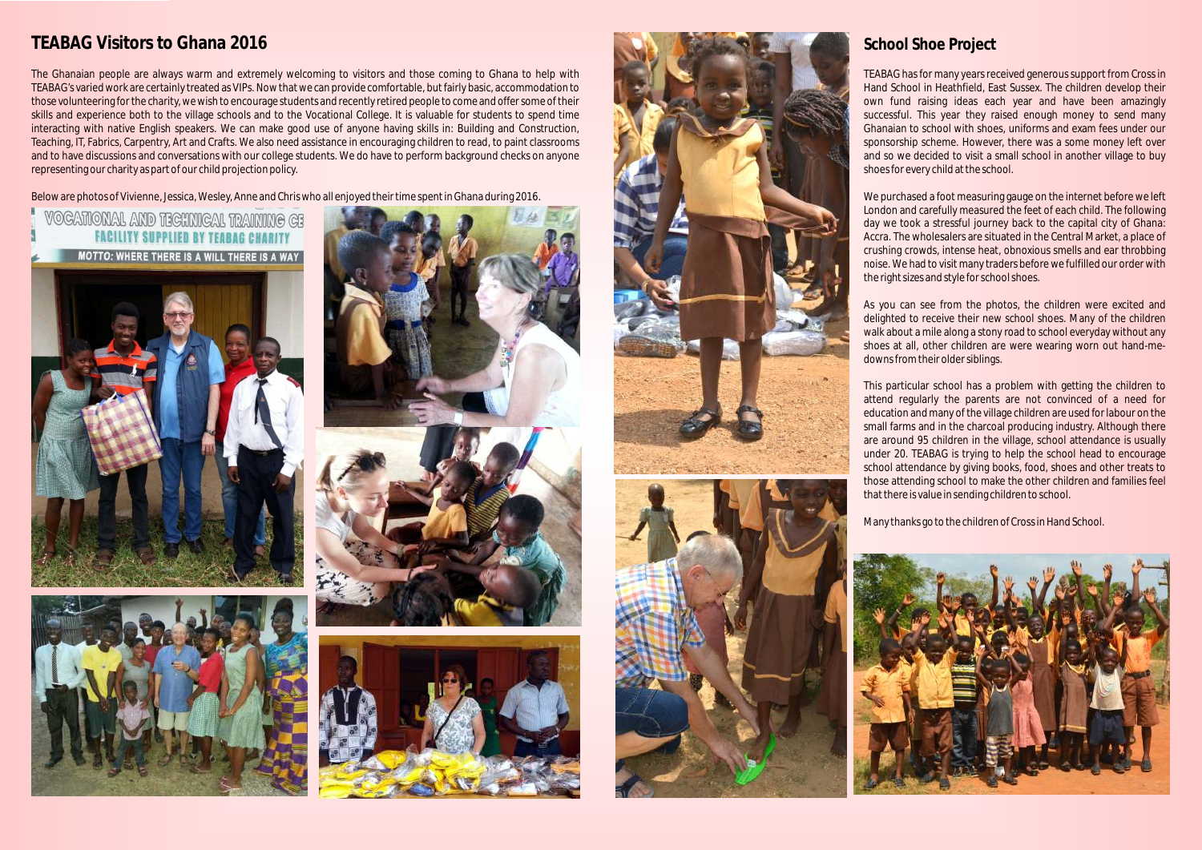## TEABAG Visitors to Ghana 2016

The Ghanaian people are always warm and extremely welcoming to visitors and those coming to Ghana to help with TEABAG's varied work are certainly treated as VIPs. Now that we can provide comfortable, but fairly basic, accommodation to those volunteering for the charity, we wish to encourage students and recently retired people to come and offer some of their skills and experience both to the village schools and to the Vocational College. It is valuable for students to spend time interacting with native English speakers. We can make good use of anyone having skills in: Building and Construction, Teaching, IT, Fabrics, Carpentry, Art and Crafts. We also need assistance in encouraging children to read, to paint classrooms and to have discussions and conversations with our college students. We do have to perform background checks on anyone representing our charity as part of our child projection policy.

Below are photos of Vivienne, Jessica, Wesley, Anne and Chris who all enjoyed their time spent in Ghana during 2016.

## School Shoe Project

TEABAG has for many years received generous support from Cross in Hand School in Heathfield, East Sussex. The children develop their own fund raising ideas each year and have been amazingly successful. This year they raised enough money to send many Ghanaian to school with shoes, uniforms and exam fees under our sponsorship scheme. However, there was a some money left over and so we decided to visit a small school in another village to buy shoes for every child at the school.

We purchased a foot measuring gauge on the internet before we left London and carefully measured the feet of each child. The following day we took a stressful journey back to the capital city of Ghana: Accra. The wholesalers are situated in the Central Market, a place of crushing crowds, intense heat, obnoxious smells and ear throbbing noise. We had to visit many traders before we fulfilled our order with the right sizes and style for school shoes.

As you can see from the photos, the children were excited and delighted to receive their new school shoes. Many of the children walk about a mile along a stony road to school everyday without any shoes at all, other children are were wearing worn out hand-me-downs from their older siblings.

This particular school has a problem with getting the children to attend regularly the parents are not convinced of a need for education and many of the village children are used for labour on the small farms and in the charcoal producing industry. Although there are around 95 children in the village, school attendance is usually under 20. TEABAG is trying to help the school head to encourage school attendance by giving books, food, shoes and other treats to those attending school to make the other children and families feel that there is value in sending children to school.

Many thanks go to the children of Cross in Hand School.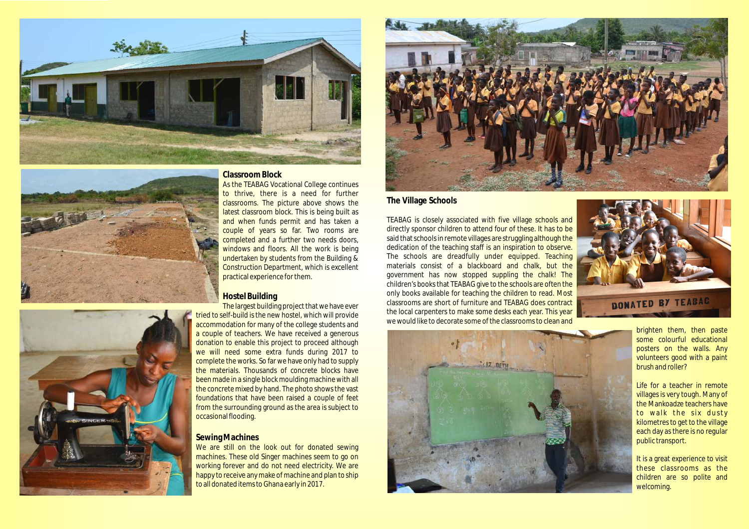### Classroom Block

As the TEABAG Vocational College continues to thrive, there is a need for further classrooms. The picture above shows the latest classroom block. This is being built as and when funds permit and has taken a couple of years so far. Two rooms are completed and a further two needs doors, windows and floors. All the work is being undertaken by students from the Building & Construction Department, which is excellent practical experience for them.

### Hostel Building

The largest building project that we have ever tried to self-build is the new hostel, which will provide accommodation for many of the college students and a couple of teachers. We have received a generous donation to enable this project to proceed although we will need some extra funds during 2017 to complete the works. So far we have only had to supply the materials. Thousands of concrete blocks have been made in a single block moulding machine with all the concrete mixed by hand. The photo shows the vast foundations that have been raised a couple of feet from the surrounding ground as the area is subject to occasional flooding.

### Sewing Machines

We are still on the look out for donated sewing machines. These old Singer machines seem to go on working forever and do not need electricity. We are happy to receive any make of machine and plan to ship to all donated items to Ghana early in 2017.

### The Village Schools

TEABAG is closely associated with five village schools and directly sponsor children to attend four of these. It has to be said that schools in remote villages are struggling although the dedication of the teaching staff is an inspiration to observe. The schools are dreadfully under equipped. Teaching materials consist of a blackboard and chalk, but the government has now stopped suppling the chalk! The children's books that TEABAG give to the schools are often the only books available for teaching the children to read. Most classrooms are short of furniture and TEABAG does contract the local carpenters to make some desks each year. This year we would like to decorate some of the classrooms to clean and brighten them, then paste some colourful educational posters on the walls. Any volunteers good with a paint brush and roller?

Life for a teacher in remote villages is very tough. Many of the Mankoadze teachers have to walk the six dusty kilometres to get to the village each day as there is no regular public transport.

It is a great experience to visit these classrooms as the children are so polite and welcoming.